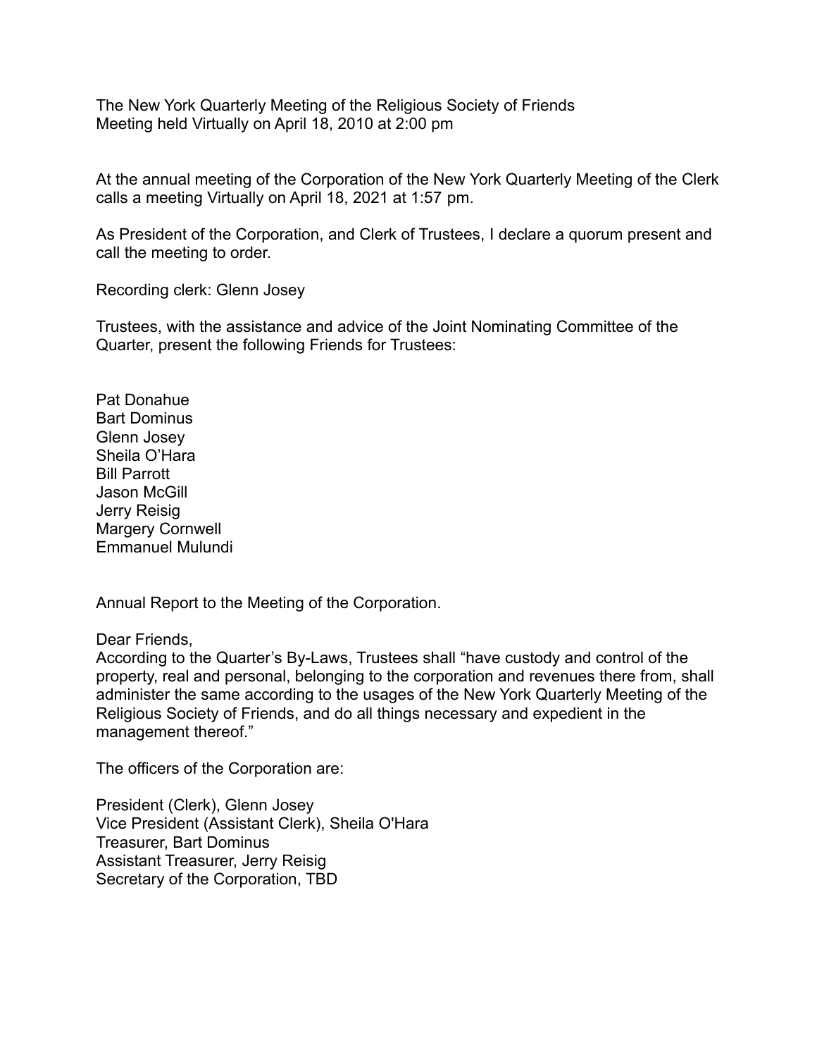The New York Quarterly Meeting of the Religious Society of Friends
Meeting held Virtually on April 18, 2010 at 2:00 pm

At the annual meeting of the Corporation of the New York Quarterly Meeting of the Clerk calls a meeting Virtually on April 18, 2021 at 1:57 pm.

As President of the Corporation, and Clerk of Trustees, I declare a quorum present and call the meeting to order.

Recording clerk: Glenn Josey

Trustees, with the assistance and advice of the Joint Nominating Committee of the Quarter, present the following Friends for Trustees:

Pat Donahue
Bart Dominus
Glenn Josey
Sheila O'Hara
Bill Parrott
Jason McGill
Jerry Reisig
Margery Cornwell
Emmanuel Mulundi

Annual Report to the Meeting of the Corporation.

Dear Friends,
According to the Quarter's By-Laws, Trustees shall "have custody and control of the property, real and personal, belonging to the corporation and revenues there from, shall administer the same according to the usages of the New York Quarterly Meeting of the Religious Society of Friends, and do all things necessary and expedient in the management thereof."

The officers of the Corporation are:

President (Clerk), Glenn Josey
Vice President (Assistant Clerk), Sheila O'Hara
Treasurer, Bart Dominus
Assistant Treasurer, Jerry Reisig
Secretary of the Corporation, TBD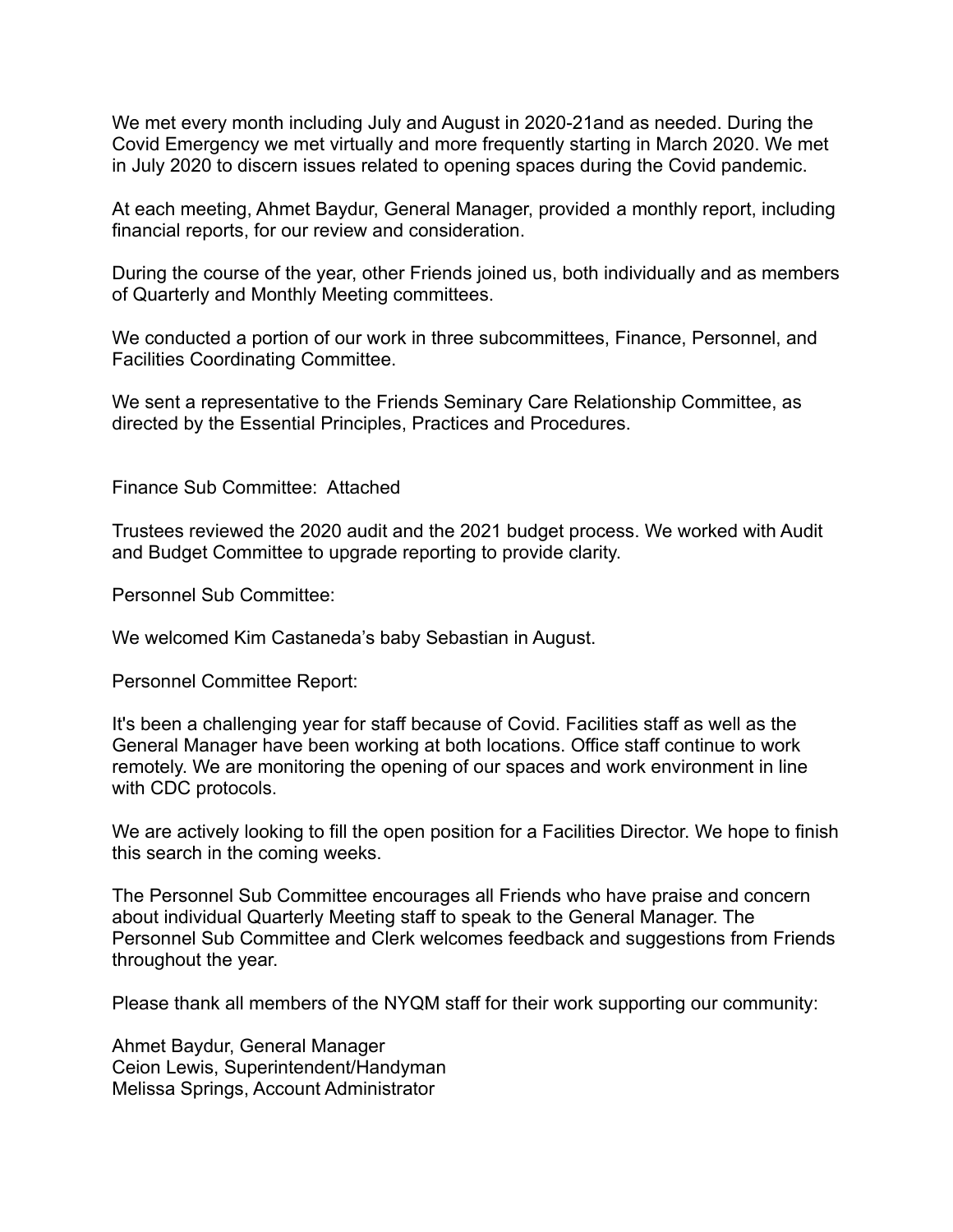We met every month including July and August in 2020-21and as needed. During the Covid Emergency we met virtually and more frequently starting in March 2020. We met in July 2020 to discern issues related to opening spaces during the Covid pandemic.

At each meeting, Ahmet Baydur, General Manager, provided a monthly report, including financial reports, for our review and consideration.

During the course of the year, other Friends joined us, both individually and as members of Quarterly and Monthly Meeting committees.

We conducted a portion of our work in three subcommittees, Finance, Personnel, and Facilities Coordinating Committee.

We sent a representative to the Friends Seminary Care Relationship Committee, as directed by the Essential Principles, Practices and Procedures.

Finance Sub Committee:  Attached

Trustees reviewed the 2020 audit and the 2021 budget process. We worked with Audit and Budget Committee to upgrade reporting to provide clarity.

Personnel Sub Committee:

We welcomed Kim Castaneda's baby Sebastian in August.

Personnel Committee Report:

It's been a challenging year for staff because of Covid. Facilities staff as well as the General Manager have been working at both locations. Office staff continue to work remotely. We are monitoring the opening of our spaces and work environment in line with CDC protocols.

We are actively looking to fill the open position for a Facilities Director. We hope to finish this search in the coming weeks.

The Personnel Sub Committee encourages all Friends who have praise and concern about individual Quarterly Meeting staff to speak to the General Manager. The Personnel Sub Committee and Clerk welcomes feedback and suggestions from Friends throughout the year.

Please thank all members of the NYQM staff for their work supporting our community:

Ahmet Baydur, General Manager
Ceion Lewis, Superintendent/Handyman
Melissa Springs, Account Administrator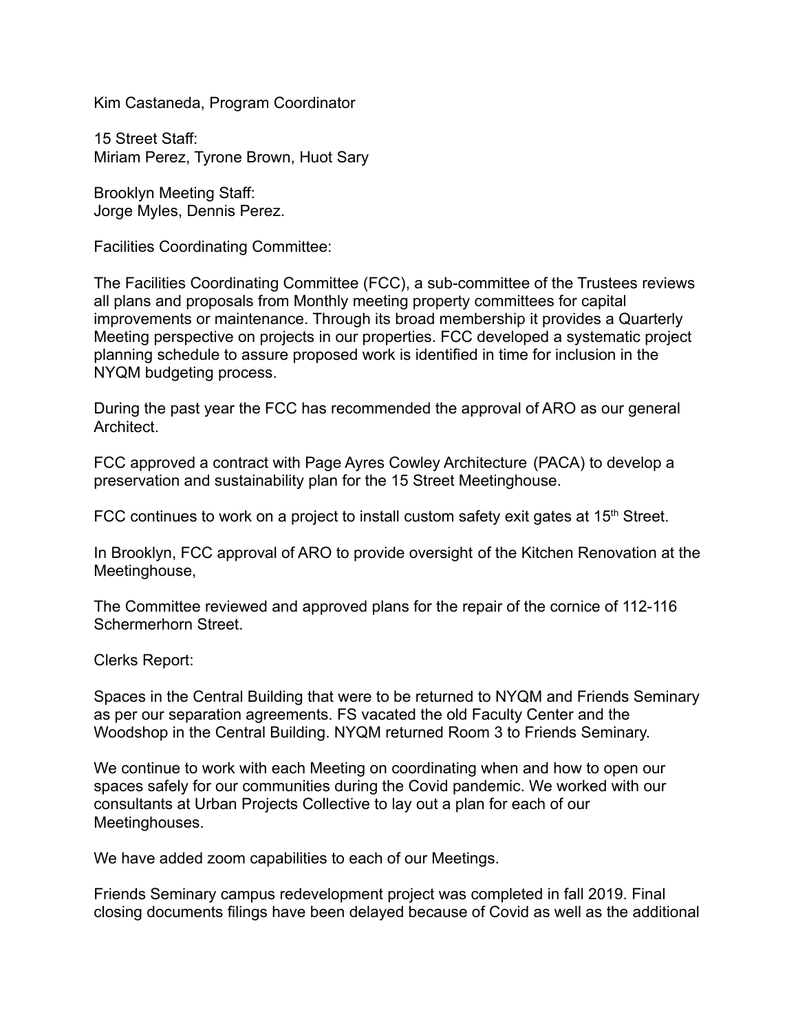Kim Castaneda, Program Coordinator

15 Street Staff:
Miriam Perez, Tyrone Brown, Huot Sary

Brooklyn Meeting Staff:
Jorge Myles, Dennis Perez.

Facilities Coordinating Committee:

The Facilities Coordinating Committee (FCC), a sub-committee of the Trustees reviews all plans and proposals from Monthly meeting property committees for capital improvements or maintenance. Through its broad membership it provides a Quarterly Meeting perspective on projects in our properties. FCC developed a systematic project planning schedule to assure proposed work is identified in time for inclusion in the NYQM budgeting process.

During the past year the FCC has recommended the approval of ARO as our general Architect.

FCC approved a contract with Page Ayres Cowley Architecture (PACA) to develop a preservation and sustainability plan for the 15 Street Meetinghouse.

FCC continues to work on a project to install custom safety exit gates at 15th Street.

In Brooklyn, FCC approval of ARO to provide oversight of the Kitchen Renovation at the Meetinghouse,

The Committee reviewed and approved plans for the repair of the cornice of 112-116 Schermerhorn Street.

Clerks Report:

Spaces in the Central Building that were to be returned to NYQM and Friends Seminary as per our separation agreements. FS vacated the old Faculty Center and the Woodshop in the Central Building. NYQM returned Room 3 to Friends Seminary.

We continue to work with each Meeting on coordinating when and how to open our spaces safely for our communities during the Covid pandemic. We worked with our consultants at Urban Projects Collective to lay out a plan for each of our Meetinghouses.

We have added zoom capabilities to each of our Meetings.

Friends Seminary campus redevelopment project was completed in fall 2019. Final closing documents filings have been delayed because of Covid as well as the additional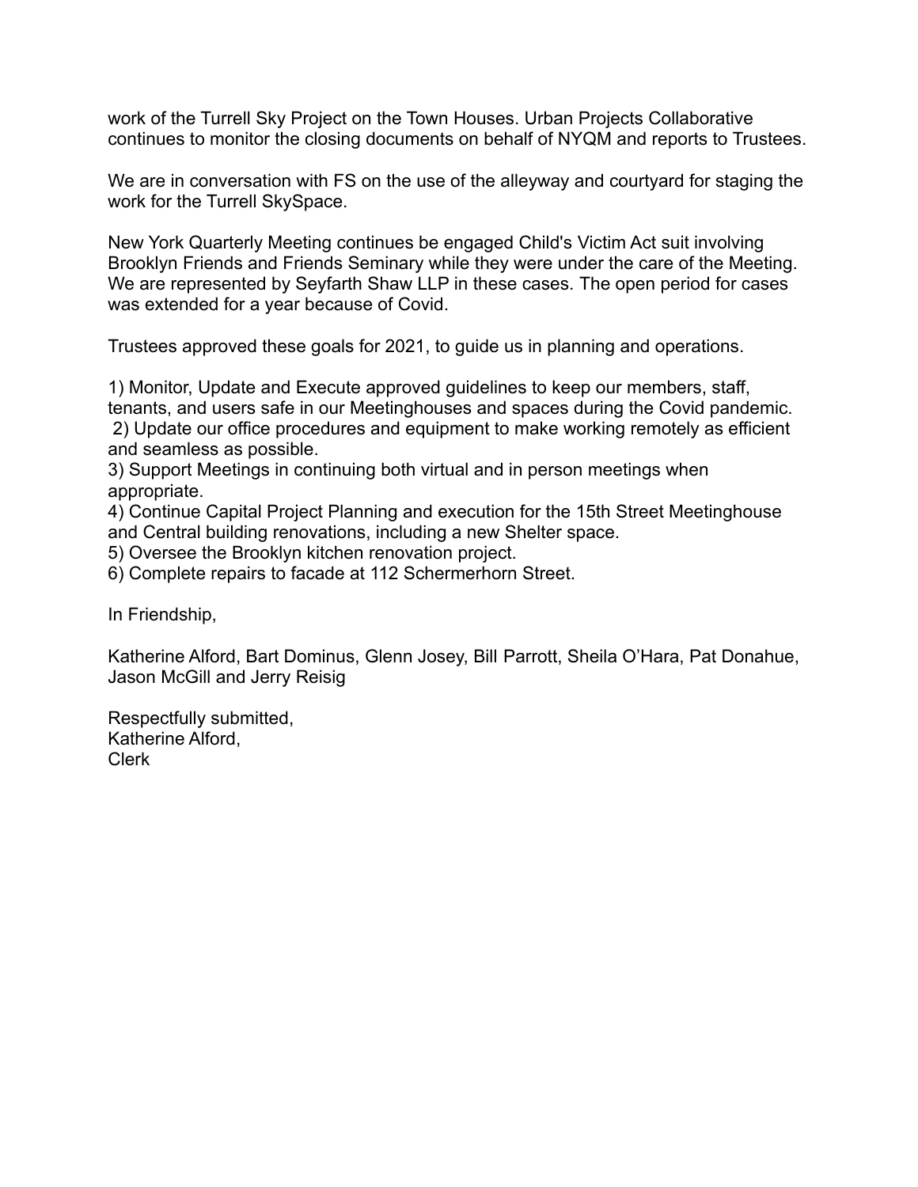work of the Turrell Sky Project on the Town Houses. Urban Projects Collaborative continues to monitor the closing documents on behalf of NYQM and reports to Trustees.

We are in conversation with FS on the use of the alleyway and courtyard for staging the work for the Turrell SkySpace.

New York Quarterly Meeting continues be engaged Child's Victim Act suit involving Brooklyn Friends and Friends Seminary while they were under the care of the Meeting. We are represented by Seyfarth Shaw LLP in these cases. The open period for cases was extended for a year because of Covid.

Trustees approved these goals for 2021, to guide us in planning and operations.

1) Monitor, Update and Execute approved guidelines to keep our members, staff, tenants, and users safe in our Meetinghouses and spaces during the Covid pandemic.
2) Update our office procedures and equipment to make working remotely as efficient and seamless as possible.
3) Support Meetings in continuing both virtual and in person meetings when appropriate.
4) Continue Capital Project Planning and execution for the 15th Street Meetinghouse and Central building renovations, including a new Shelter space.
5) Oversee the Brooklyn kitchen renovation project.
6) Complete repairs to facade at 112 Schermerhorn Street.

In Friendship,

Katherine Alford, Bart Dominus, Glenn Josey, Bill Parrott, Sheila O'Hara, Pat Donahue, Jason McGill and Jerry Reisig

Respectfully submitted,
Katherine Alford,
Clerk